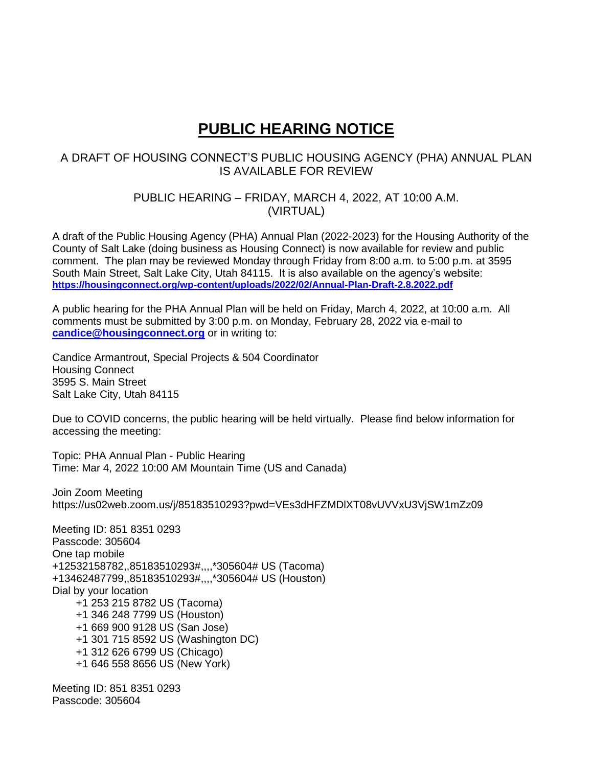# PUBLIC HEARING NOTICE

A DRAFT OF HOUSING CONNECT'S PUBLIC HOUSING AGENCY (PHA) ANNUAL PLAN IS AVAILABLE FOR REVIEW

PUBLIC HEARING – FRIDAY, MARCH 4, 2022, AT 10:00 A.M. (VIRTUAL)

A draft of the Public Housing Agency (PHA) Annual Plan (2022-2023) for the Housing Authority of the County of Salt Lake (doing business as Housing Connect) is now available for review and public comment. The plan may be reviewed Monday through Friday from 8:00 a.m. to 5:00 p.m. at 3595 South Main Street, Salt Lake City, Utah 84115. It is also available on the agency's website: **https://housingconnect.org/wp-content/uploads/2022/02/Annual-Plan-Draft-2.8.2022.pdf**

A public hearing for the PHA Annual Plan will be held on Friday, March 4, 2022, at 10:00 a.m. All comments must be submitted by 3:00 p.m. on Monday, February 28, 2022 via e-mail to **candice@housingconnect.org** or in writing to:

Candice Armantrout, Special Projects & 504 Coordinator
Housing Connect
3595 S. Main Street
Salt Lake City, Utah 84115

Due to COVID concerns, the public hearing will be held virtually. Please find below information for accessing the meeting:

Topic: PHA Annual Plan - Public Hearing
Time: Mar 4, 2022 10:00 AM Mountain Time (US and Canada)

Join Zoom Meeting
https://us02web.zoom.us/j/85183510293?pwd=VEs3dHFZMDlXT08vUVVxU3VjSW1mZz09

Meeting ID: 851 8351 0293
Passcode: 305604
One tap mobile
+12532158782,,85183510293#,,,,*305604# US (Tacoma)
+13462487799,,85183510293#,,,,*305604# US (Houston)
Dial by your location
- +1 253 215 8782 US (Tacoma)
- +1 346 248 7799 US (Houston)
- +1 669 900 9128 US (San Jose)
- +1 301 715 8592 US (Washington DC)
- +1 312 626 6799 US (Chicago)
- +1 646 558 8656 US (New York)

Meeting ID: 851 8351 0293
Passcode: 305604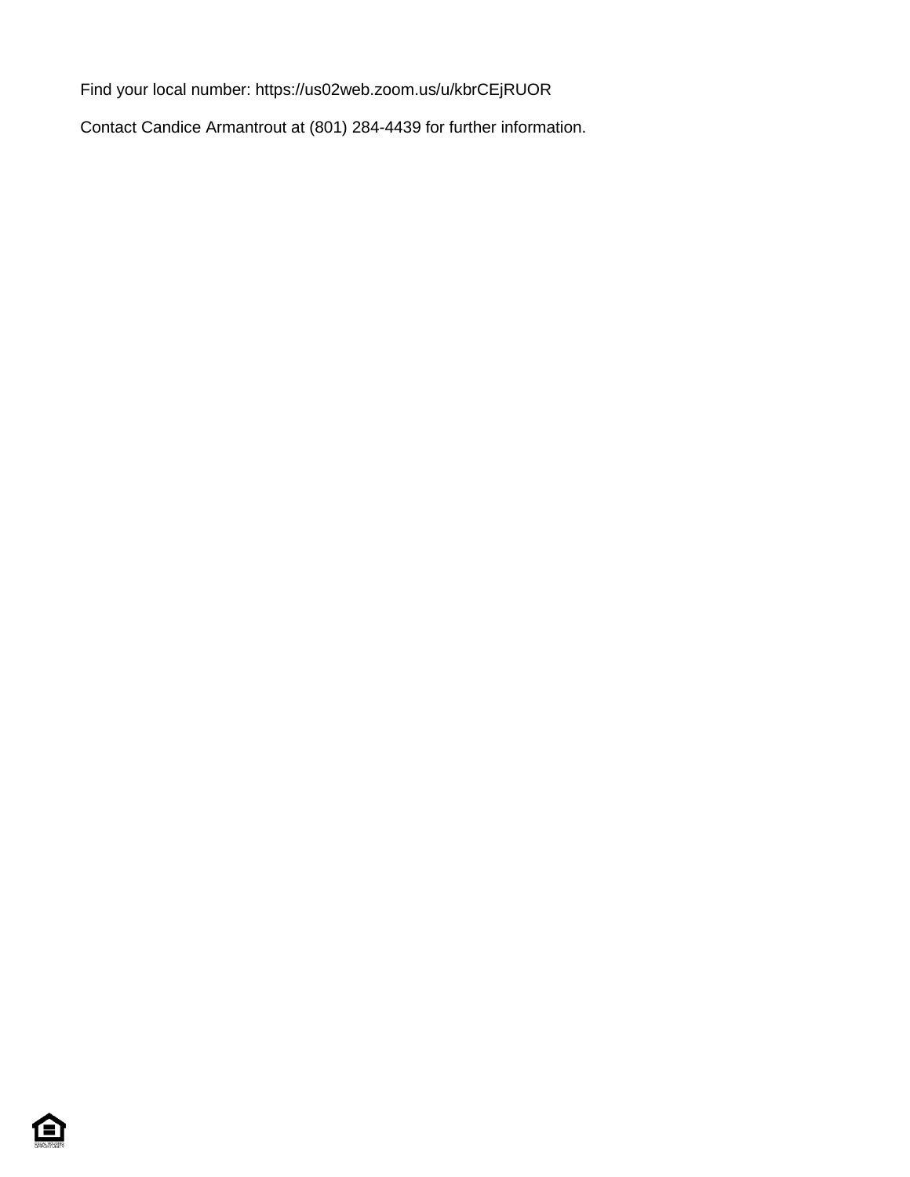Find your local number: https://us02web.zoom.us/u/kbrCEjRUOR

Contact Candice Armantrout at (801) 284-4439 for further information.